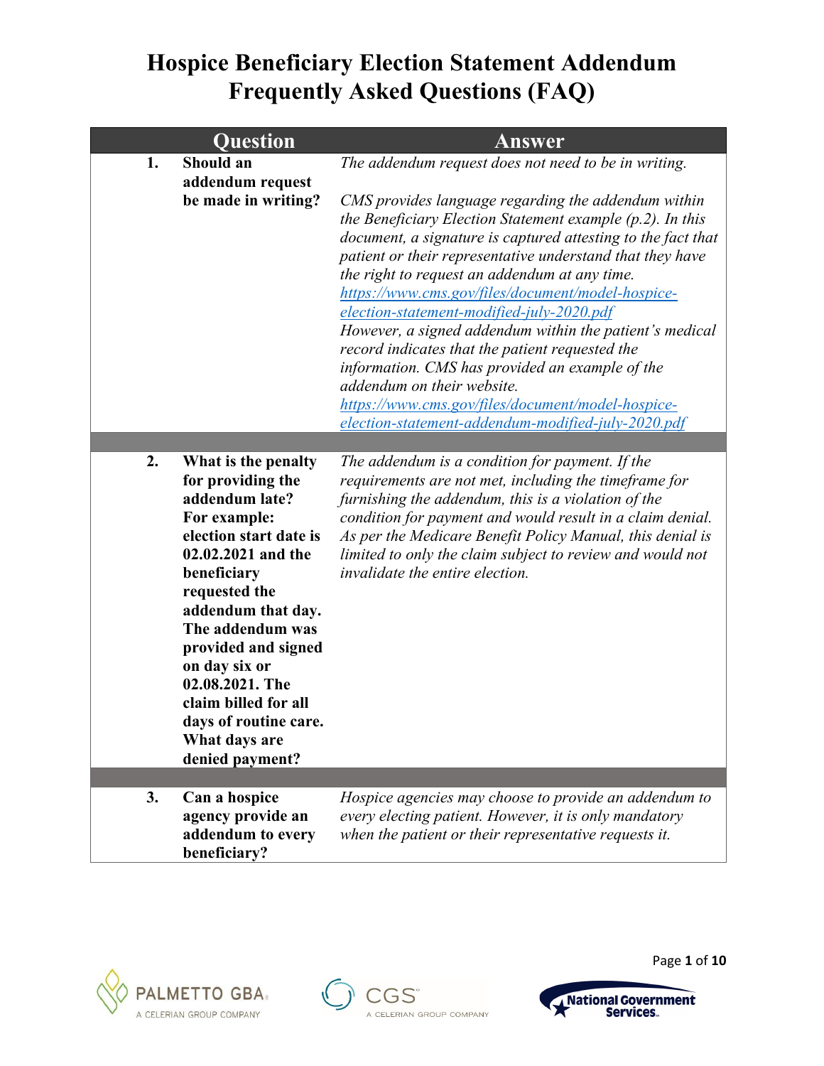# Hospice Beneficiary Election Statement Addendum Frequently Asked Questions (FAQ)

| | Question | Answer |
|---|---|---|
| 1. | **Should an addendum request be made in writing?** | *The addendum request does not need to be in writing.*<br><br>*CMS provides language regarding the addendum within the Beneficiary Election Statement example (p.2). In this document, a signature is captured attesting to the fact that patient or their representative understand that they have the right to request an addendum at any time.* [*https://www.cms.gov/files/document/model-hospice-election-statement-modified-july-2020.pdf*](https://www.cms.gov/files/document/model-hospice-election-statement-modified-july-2020.pdf)<br>*However, a signed addendum within the patient's medical record indicates that the patient requested the information. CMS has provided an example of the addendum on their website.* [*https://www.cms.gov/files/document/model-hospice-election-statement-addendum-modified-july-2020.pdf*](https://www.cms.gov/files/document/model-hospice-election-statement-addendum-modified-july-2020.pdf) |
| 2. | **What is the penalty for providing the addendum late? For example: election start date is 02.02.2021 and the beneficiary requested the addendum that day. The addendum was provided and signed on day six or 02.08.2021. The claim billed for all days of routine care. What days are denied payment?** | *The addendum is a condition for payment. If the requirements are not met, including the timeframe for furnishing the addendum, this is a violation of the condition for payment and would result in a claim denial. As per the Medicare Benefit Policy Manual, this denial is limited to only the claim subject to review and would not invalidate the entire election.* |
| 3. | **Can a hospice agency provide an addendum to every beneficiary?** | *Hospice agencies may choose to provide an addendum to every electing patient. However, it is only mandatory when the patient or their representative requests it.* |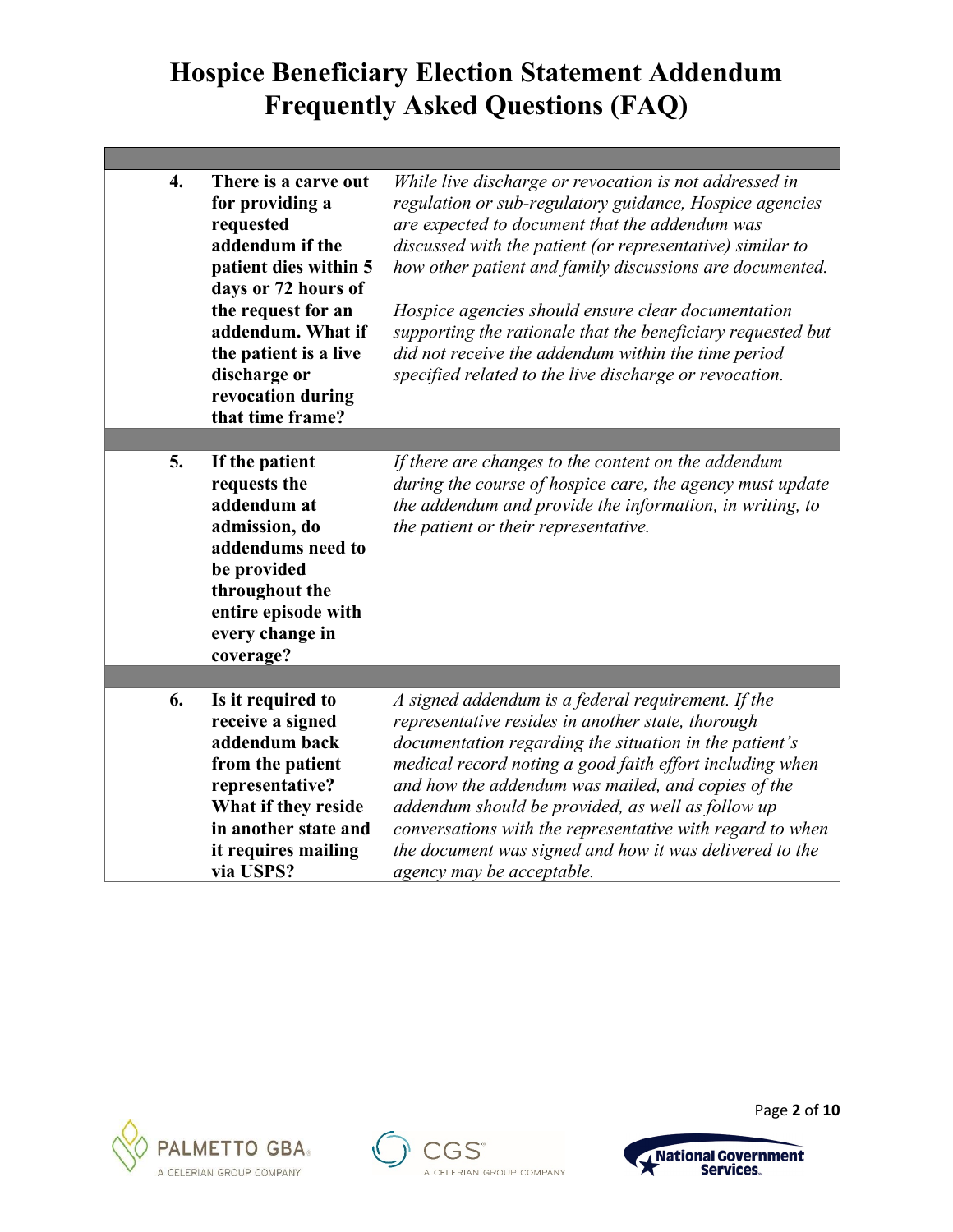# Hospice Beneficiary Election Statement Addendum Frequently Asked Questions (FAQ)

| | | |
|---|---|---|
| **4.** | **There is a carve out for providing a requested addendum if the patient dies within 5 days or 72 hours of the request for an addendum. What if the patient is a live discharge or revocation during that time frame?** | *While live discharge or revocation is not addressed in regulation or sub-regulatory guidance, Hospice agencies are expected to document that the addendum was discussed with the patient (or representative) similar to how other patient and family discussions are documented.*<br><br>*Hospice agencies should ensure clear documentation supporting the rationale that the beneficiary requested but did not receive the addendum within the time period specified related to the live discharge or revocation.* |
| **5.** | **If the patient requests the addendum at admission, do addendums need to be provided throughout the entire episode with every change in coverage?** | *If there are changes to the content on the addendum during the course of hospice care, the agency must update the addendum and provide the information, in writing, to the patient or their representative.* |
| **6.** | **Is it required to receive a signed addendum back from the patient representative? What if they reside in another state and it requires mailing via USPS?** | *A signed addendum is a federal requirement. If the representative resides in another state, thorough documentation regarding the situation in the patient's medical record noting a good faith effort including when and how the addendum was mailed, and copies of the addendum should be provided, as well as follow up conversations with the representative with regard to when the document was signed and how it was delivered to the agency may be acceptable.* |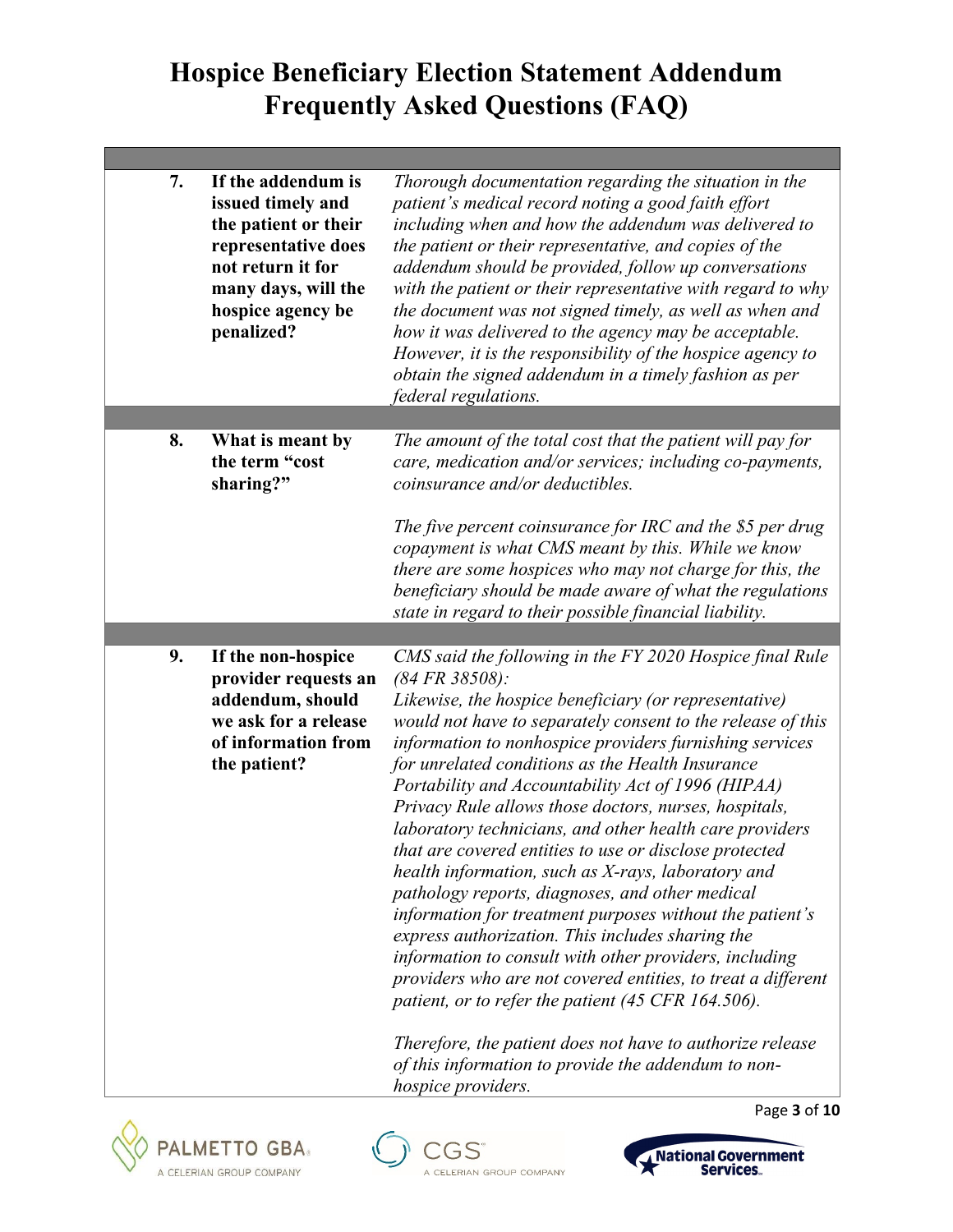# Hospice Beneficiary Election Statement Addendum Frequently Asked Questions (FAQ)

| | | |
|---|---|---|
| **7.** | **If the addendum is issued timely and the patient or their representative does not return it for many days, will the hospice agency be penalized?** | *Thorough documentation regarding the situation in the patient's medical record noting a good faith effort including when and how the addendum was delivered to the patient or their representative, and copies of the addendum should be provided, follow up conversations with the patient or their representative with regard to why the document was not signed timely, as well as when and how it was delivered to the agency may be acceptable. However, it is the responsibility of the hospice agency to obtain the signed addendum in a timely fashion as per federal regulations.* |
| **8.** | **What is meant by the term "cost sharing?"** | *The amount of the total cost that the patient will pay for care, medication and/or services; including co-payments, coinsurance and/or deductibles.*<br><br>*The five percent coinsurance for IRC and the $5 per drug copayment is what CMS meant by this. While we know there are some hospices who may not charge for this, the beneficiary should be made aware of what the regulations state in regard to their possible financial liability.* |
| **9.** | **If the non-hospice provider requests an addendum, should we ask for a release of information from the patient?** | *CMS said the following in the FY 2020 Hospice final Rule (84 FR 38508):*<br>*Likewise, the hospice beneficiary (or representative) would not have to separately consent to the release of this information to nonhospice providers furnishing services for unrelated conditions as the Health Insurance Portability and Accountability Act of 1996 (HIPAA) Privacy Rule allows those doctors, nurses, hospitals, laboratory technicians, and other health care providers that are covered entities to use or disclose protected health information, such as X-rays, laboratory and pathology reports, diagnoses, and other medical information for treatment purposes without the patient's express authorization. This includes sharing the information to consult with other providers, including providers who are not covered entities, to treat a different patient, or to refer the patient (45 CFR 164.506).*<br><br>*Therefore, the patient does not have to authorize release of this information to provide the addendum to non-hospice providers.* |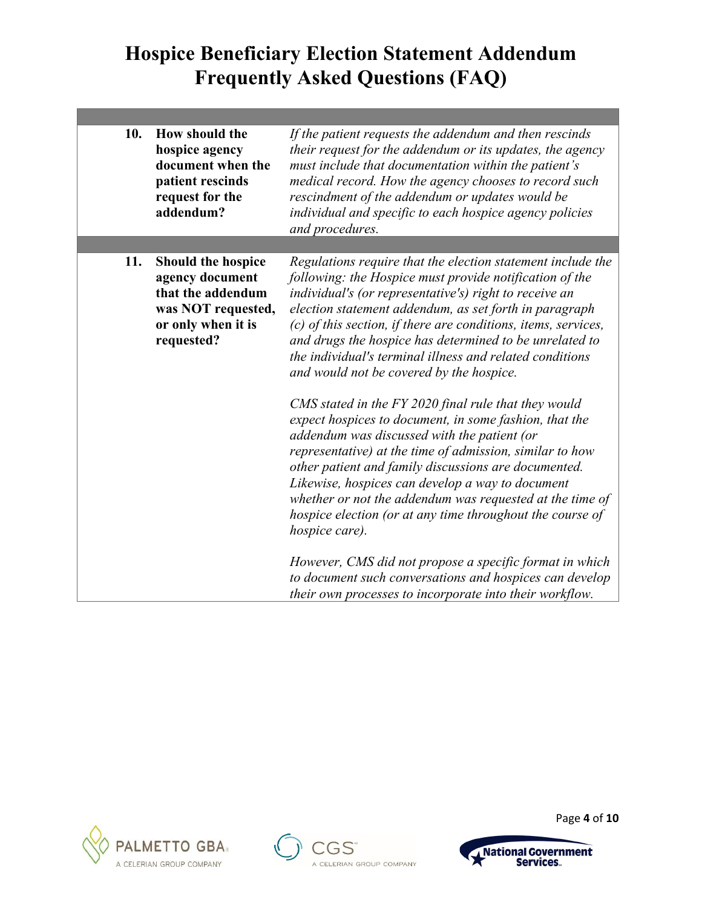# Hospice Beneficiary Election Statement Addendum Frequently Asked Questions (FAQ)

| | | |
|---|---|---|
| **10.** | **How should the hospice agency document when the patient rescinds request for the addendum?** | *If the patient requests the addendum and then rescinds their request for the addendum or its updates, the agency must include that documentation within the patient's medical record. How the agency chooses to record such rescindment of the addendum or updates would be individual and specific to each hospice agency policies and procedures.* |
| **11.** | **Should the hospice agency document that the addendum was NOT requested, or only when it is requested?** | *Regulations require that the election statement include the following: the Hospice must provide notification of the individual's (or representative's) right to receive an election statement addendum, as set forth in paragraph (c) of this section, if there are conditions, items, services, and drugs the hospice has determined to be unrelated to the individual's terminal illness and related conditions and would not be covered by the hospice.*<br><br>*CMS stated in the FY 2020 final rule that they would expect hospices to document, in some fashion, that the addendum was discussed with the patient (or representative) at the time of admission, similar to how other patient and family discussions are documented. Likewise, hospices can develop a way to document whether or not the addendum was requested at the time of hospice election (or at any time throughout the course of hospice care).*<br><br>*However, CMS did not propose a specific format in which to document such conversations and hospices can develop their own processes to incorporate into their workflow.* |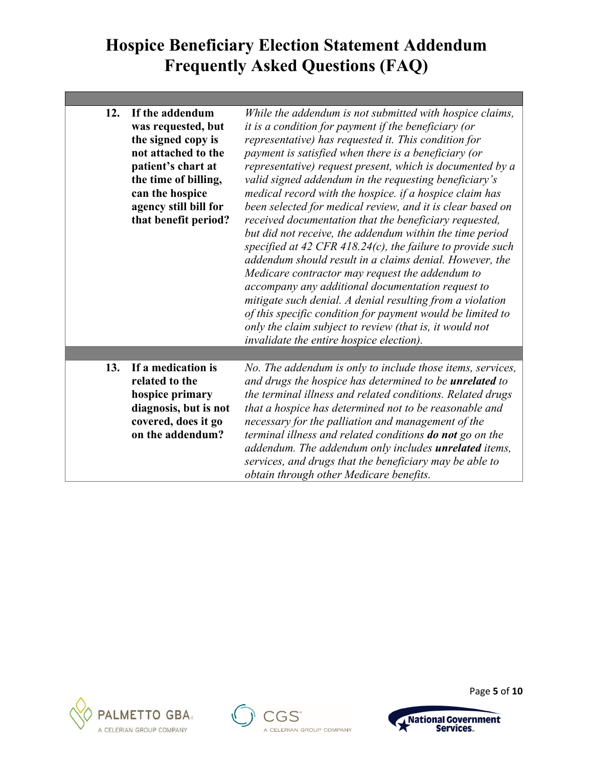# Hospice Beneficiary Election Statement Addendum Frequently Asked Questions (FAQ)

| | | |
|---|---|---|
| **12.** | **If the addendum was requested, but the signed copy is not attached to the patient's chart at the time of billing, can the hospice agency still bill for that benefit period?** | *While the addendum is not submitted with hospice claims, it is a condition for payment if the beneficiary (or representative) has requested it. This condition for payment is satisfied when there is a beneficiary (or representative) request present, which is documented by a valid signed addendum in the requesting beneficiary's medical record with the hospice. if a hospice claim has been selected for medical review, and it is clear based on received documentation that the beneficiary requested, but did not receive, the addendum within the time period specified at 42 CFR 418.24(c), the failure to provide such addendum should result in a claims denial. However, the Medicare contractor may request the addendum to accompany any additional documentation request to mitigate such denial. A denial resulting from a violation of this specific condition for payment would be limited to only the claim subject to review (that is, it would not invalidate the entire hospice election).* |
| **13.** | **If a medication is related to the hospice primary diagnosis, but is not covered, does it go on the addendum?** | *No. The addendum is only to include those items, services, and drugs the hospice has determined to be **unrelated** to the terminal illness and related conditions. Related drugs that a hospice has determined not to be reasonable and necessary for the palliation and management of the terminal illness and related conditions **do not** go on the addendum. The addendum only includes **unrelated** items, services, and drugs that the beneficiary may be able to obtain through other Medicare benefits.* |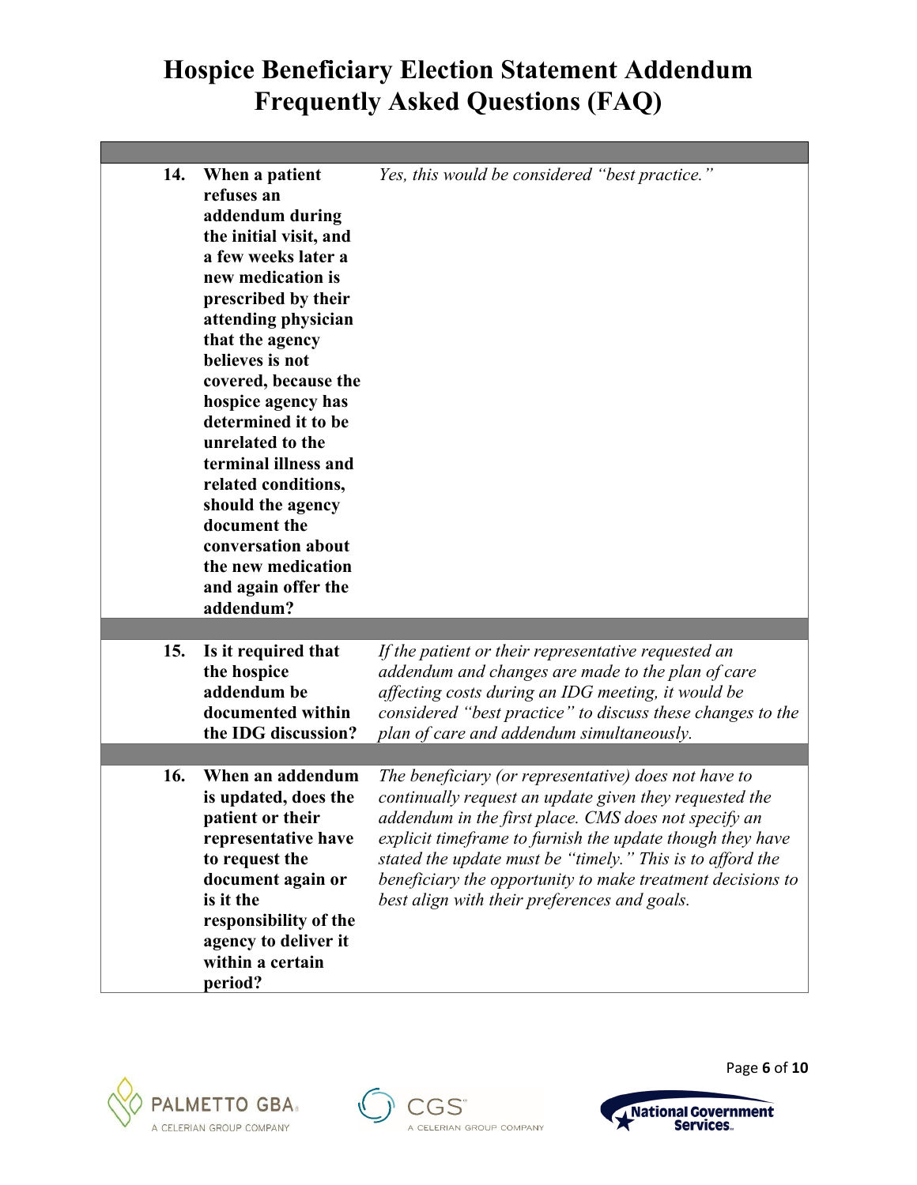# Hospice Beneficiary Election Statement Addendum Frequently Asked Questions (FAQ)

| | | |
|---|---|---|
| **14.** | **When a patient refuses an addendum during the initial visit, and a few weeks later a new medication is prescribed by their attending physician that the agency believes is not covered, because the hospice agency has determined it to be unrelated to the terminal illness and related conditions, should the agency document the conversation about the new medication and again offer the addendum?** | *Yes, this would be considered "best practice."* |
| **15.** | **Is it required that the hospice addendum be documented within the IDG discussion?** | *If the patient or their representative requested an addendum and changes are made to the plan of care affecting costs during an IDG meeting, it would be considered "best practice" to discuss these changes to the plan of care and addendum simultaneously.* |
| **16.** | **When an addendum is updated, does the patient or their representative have to request the document again or is it the responsibility of the agency to deliver it within a certain period?** | *The beneficiary (or representative) does not have to continually request an update given they requested the addendum in the first place. CMS does not specify an explicit timeframe to furnish the update though they have stated the update must be "timely." This is to afford the beneficiary the opportunity to make treatment decisions to best align with their preferences and goals.* |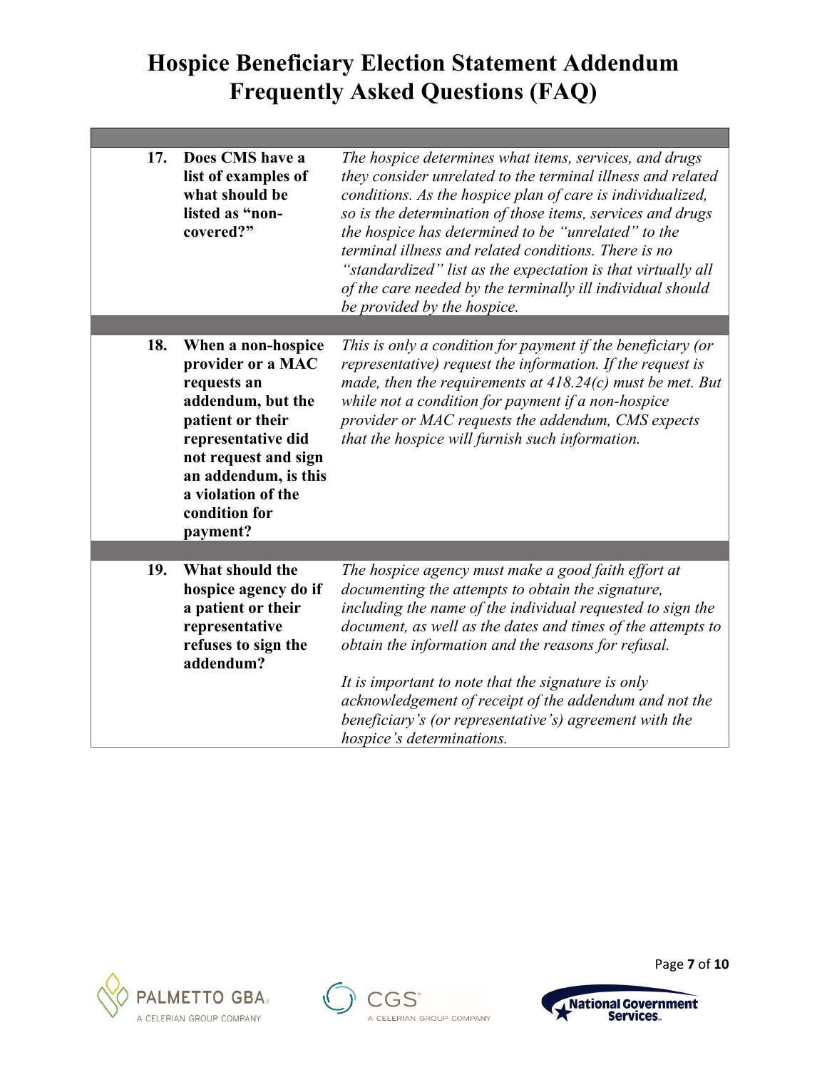# Hospice Beneficiary Election Statement Addendum Frequently Asked Questions (FAQ)

| | | |
|---|---|---|
| **17.** | **Does CMS have a list of examples of what should be listed as "non-covered?"** | *The hospice determines what items, services, and drugs they consider unrelated to the terminal illness and related conditions. As the hospice plan of care is individualized, so is the determination of those items, services and drugs the hospice has determined to be "unrelated" to the terminal illness and related conditions. There is no "standardized" list as the expectation is that virtually all of the care needed by the terminally ill individual should be provided by the hospice.* |
| **18.** | **When a non-hospice provider or a MAC requests an addendum, but the patient or their representative did not request and sign an addendum, is this a violation of the condition for payment?** | *This is only a condition for payment if the beneficiary (or representative) request the information. If the request is made, then the requirements at 418.24(c) must be met. But while not a condition for payment if a non-hospice provider or MAC requests the addendum, CMS expects that the hospice will furnish such information.* |
| **19.** | **What should the hospice agency do if a patient or their representative refuses to sign the addendum?** | *The hospice agency must make a good faith effort at documenting the attempts to obtain the signature, including the name of the individual requested to sign the document, as well as the dates and times of the attempts to obtain the information and the reasons for refusal.*<br><br>*It is important to note that the signature is only acknowledgement of receipt of the addendum and not the beneficiary's (or representative's) agreement with the hospice's determinations.* |

PALMETTO GBA — A CELERIAN GROUP COMPANY | CGS — A CELERIAN GROUP COMPANY | National Government Services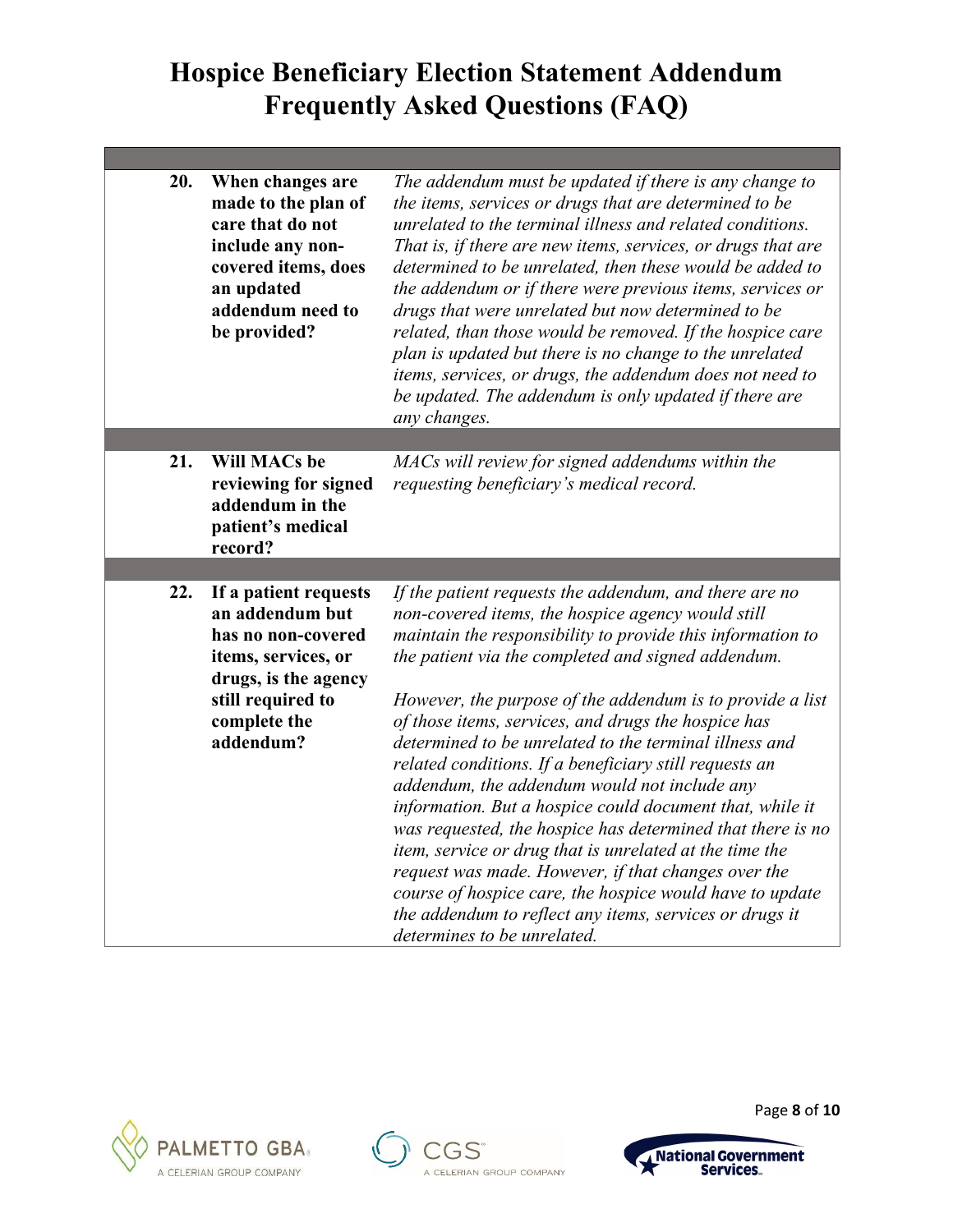# Hospice Beneficiary Election Statement Addendum Frequently Asked Questions (FAQ)

| # | Question | Answer |
|---|---|---|
| **20.** | **When changes are made to the plan of care that do not include any non-covered items, does an updated addendum need to be provided?** | *The addendum must be updated if there is any change to the items, services or drugs that are determined to be unrelated to the terminal illness and related conditions. That is, if there are new items, services, or drugs that are determined to be unrelated, then these would be added to the addendum or if there were previous items, services or drugs that were unrelated but now determined to be related, than those would be removed. If the hospice care plan is updated but there is no change to the unrelated items, services, or drugs, the addendum does not need to be updated. The addendum is only updated if there are any changes.* |
| **21.** | **Will MACs be reviewing for signed addendum in the patient's medical record?** | *MACs will review for signed addendums within the requesting beneficiary's medical record.* |
| **22.** | **If a patient requests an addendum but has no non-covered items, services, or drugs, is the agency still required to complete the addendum?** | *If the patient requests the addendum, and there are no non-covered items, the hospice agency would still maintain the responsibility to provide this information to the patient via the completed and signed addendum.*<br><br>*However, the purpose of the addendum is to provide a list of those items, services, and drugs the hospice has determined to be unrelated to the terminal illness and related conditions. If a beneficiary still requests an addendum, the addendum would not include any information. But a hospice could document that, while it was requested, the hospice has determined that there is no item, service or drug that is unrelated at the time the request was made. However, if that changes over the course of hospice care, the hospice would have to update the addendum to reflect any items, services or drugs it determines to be unrelated.* |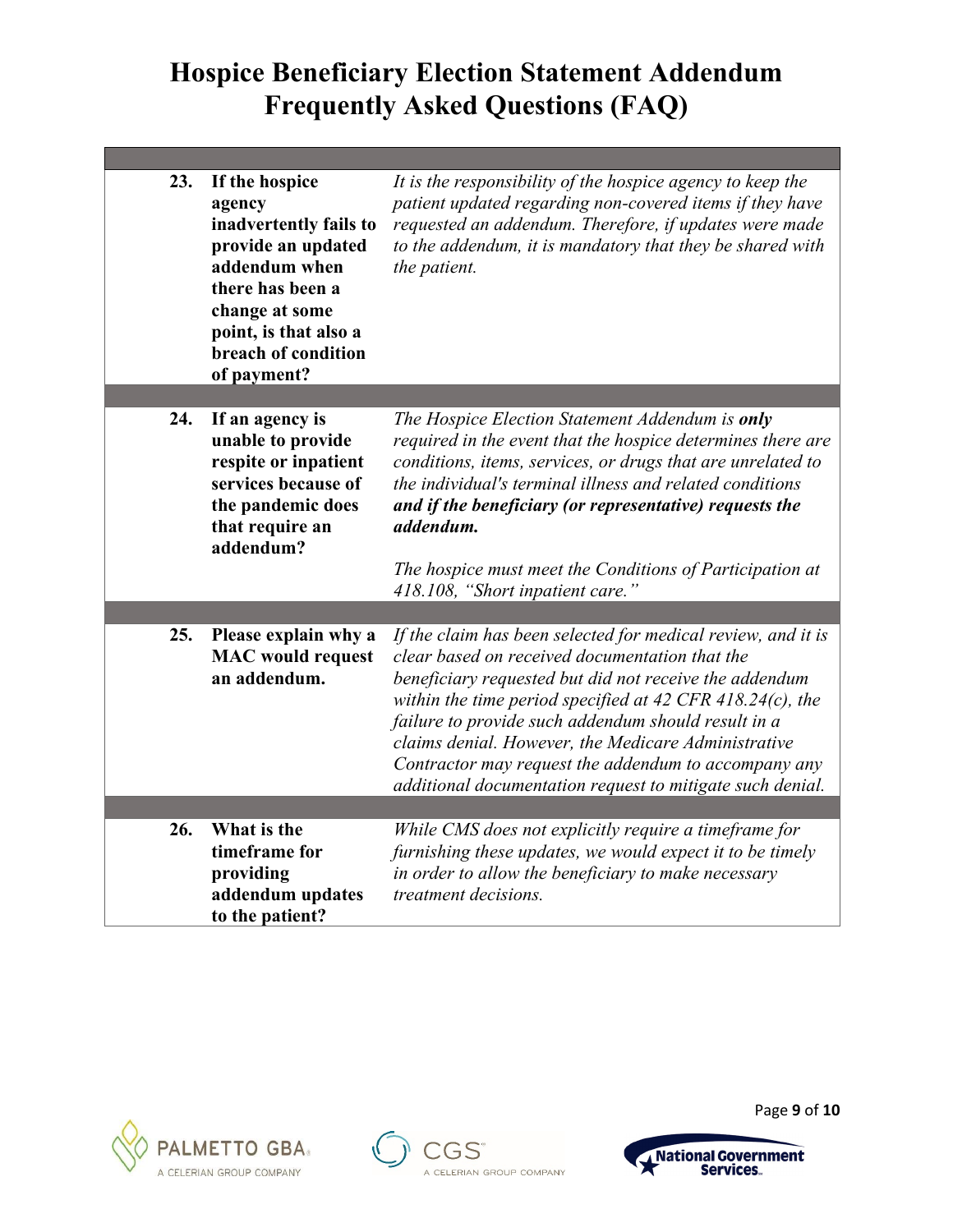# Hospice Beneficiary Election Statement Addendum Frequently Asked Questions (FAQ)

| | | |
|---|---|---|
| **23.** | **If the hospice agency inadvertently fails to provide an updated addendum when there has been a change at some point, is that also a breach of condition of payment?** | *It is the responsibility of the hospice agency to keep the patient updated regarding non-covered items if they have requested an addendum. Therefore, if updates were made to the addendum, it is mandatory that they be shared with the patient.* |
| **24.** | **If an agency is unable to provide respite or inpatient services because of the pandemic does that require an addendum?** | *The Hospice Election Statement Addendum is **only** required in the event that the hospice determines there are conditions, items, services, or drugs that are unrelated to the individual's terminal illness and related conditions **and if the beneficiary (or representative) requests the addendum.***<br><br>*The hospice must meet the Conditions of Participation at 418.108, "Short inpatient care."* |
| **25.** | **Please explain why a MAC would request an addendum.** | *If the claim has been selected for medical review, and it is clear based on received documentation that the beneficiary requested but did not receive the addendum within the time period specified at 42 CFR 418.24(c), the failure to provide such addendum should result in a claims denial. However, the Medicare Administrative Contractor may request the addendum to accompany any additional documentation request to mitigate such denial.* |
| **26.** | **What is the timeframe for providing addendum updates to the patient?** | *While CMS does not explicitly require a timeframe for furnishing these updates, we would expect it to be timely in order to allow the beneficiary to make necessary treatment decisions.* |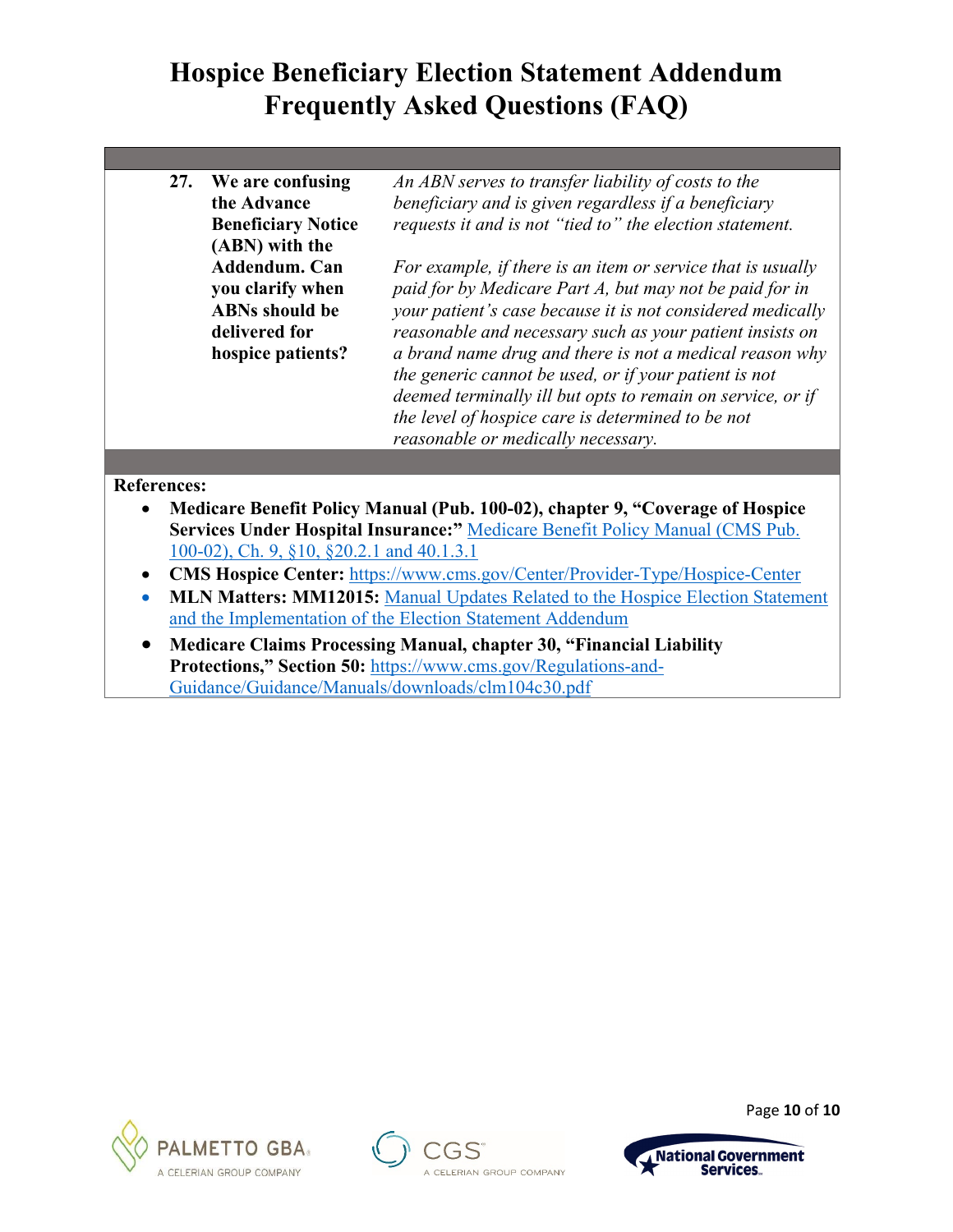# Hospice Beneficiary Election Statement Addendum Frequently Asked Questions (FAQ)

| | | |
|---|---|---|
| **27.** | **We are confusing the Advance Beneficiary Notice (ABN) with the Addendum. Can you clarify when ABNs should be delivered for hospice patients?** | *An ABN serves to transfer liability of costs to the beneficiary and is given regardless if a beneficiary requests it and is not "tied to" the election statement.*<br><br>*For example, if there is an item or service that is usually paid for by Medicare Part A, but may not be paid for in your patient's case because it is not considered medically reasonable and necessary such as your patient insists on a brand name drug and there is not a medical reason why the generic cannot be used, or if your patient is not deemed terminally ill but opts to remain on service, or if the level of hospice care is determined to be not reasonable or medically necessary.* |

**References:**

- **Medicare Benefit Policy Manual (Pub. 100-02), chapter 9, "Coverage of Hospice Services Under Hospital Insurance:"** Medicare Benefit Policy Manual (CMS Pub. 100-02), Ch. 9, §10, §20.2.1 and 40.1.3.1
- **CMS Hospice Center:** https://www.cms.gov/Center/Provider-Type/Hospice-Center
- **MLN Matters: MM12015:** Manual Updates Related to the Hospice Election Statement and the Implementation of the Election Statement Addendum
- **Medicare Claims Processing Manual, chapter 30, "Financial Liability Protections," Section 50:** https://www.cms.gov/Regulations-and-Guidance/Guidance/Manuals/downloads/clm104c30.pdf

PALMETTO GBA — A CELERIAN GROUP COMPANY

CGS — A CELERIAN GROUP COMPANY

National Government Services